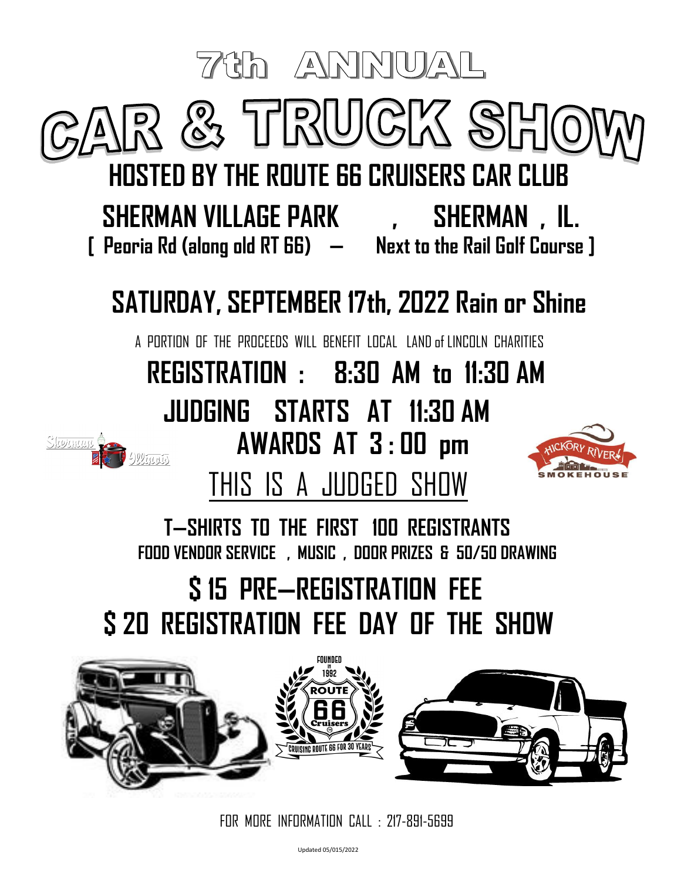# 7th ANNUAL

# CAR & TRUCK SHOW

## HOSTED BY THE ROUTE 66 CRUISERS CAR CLUB

**SHERMAN VILLAGE PARK , SHERMAN , IL.**

**[ Peoria Rd (along old RT 66) – Next to the Rail Golf Course ]**

## SATURDAY, SEPTEMBER 17th, 2022 Rain or Shine

A PORTION OF THE PROCEEDS WILL BENEFIT LOCAL LAND of LINCOLN CHARITIES

**REGISTRATION : 8:30 AM to 11:30 AM**

**JUDGING STARTS AT 11:30 AM**

**AWARDS AT 3 : 00 pm**

THIS IS A JUDGED SHOW

**T–SHIRTS TO THE FIRST 100 REGISTRANTS**

**FOOD VENDOR SERVICE , MUSIC , DOOR PRIZES & 50/50 DRAWING**

## $ 15 PRE–REGISTRATION FEE

## $ 20 REGISTRATION FEE DAY OF THE SHOW

FOR MORE INFORMATION CALL : 217-891-5699

Updated 05/015/2022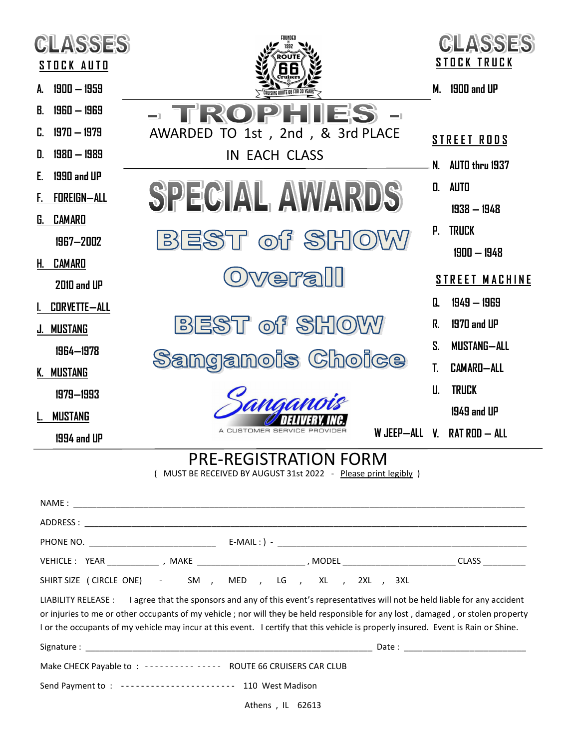# CLASSES

## STOCK AUTO

A. 1900 – 1959

B. 1960 – 1969

C. 1970 – 1979

D. 1980 – 1989

E. 1990 and UP

F. FOREIGN—ALL

G. CAMARO 1967—2002

H. CAMARO 2010 and UP

I. CORVETTE—ALL

J. MUSTANG 1964—1978

K. MUSTANG 1979—1993

L. MUSTANG 1994 and UP

FOUNDED IN 1992 ROUTE 66 Cruisers CRUISING ROUTE 66 FOR 30 YEARS

# - TROPHIES -

AWARDED TO 1st , 2nd , & 3rd PLACE IN EACH CLASS

# SPECIAL AWARDS

## BEST of SHOW Overall

## BEST of SHOW Sanganois Choice

Sanganois DELIVERY, INC. A CUSTOMER SERVICE PROVIDER

# CLASSES

## STOCK TRUCK

M. 1900 and UP

## STREET RODS

N. AUTO thru 1937

O. AUTO 1938 – 1948

P. TRUCK 1900 – 1948

## STREET MACHINE

Q. 1949 – 1969

R. 1970 and UP

S. MUSTANG—ALL

T. CAMARO—ALL

U. TRUCK 1949 and UP

V. RAT ROD – ALL

W JEEP—ALL

# PRE-REGISTRATION FORM

( MUST BE RECEIVED BY AUGUST 31st 2022 - Please print legibly )

NAME : ______________________________________________

ADDRESS : ______________________________________________

PHONE NO. ______________________ E-MAIL : ) - ______________________

VEHICLE : YEAR __________ , MAKE ____________________ , MODEL ____________________ CLASS ________

SHIRT SIZE ( CIRCLE ONE) - SM , MED , LG , XL , 2XL , 3XL

LIABILITY RELEASE : I agree that the sponsors and any of this event's representatives will not be held liable for any accident or injuries to me or other occupants of my vehicle ; nor will they be held responsible for any lost , damaged , or stolen property I or the occupants of my vehicle may incur at this event. I certify that this vehicle is properly insured. Event is Rain or Shine.

Signature : ______________________________________ Date : ____________________

Make CHECK Payable to : --------------- ROUTE 66 CRUISERS CAR CLUB

Send Payment to : ----------------------- 110 West Madison

Athens , IL 62613